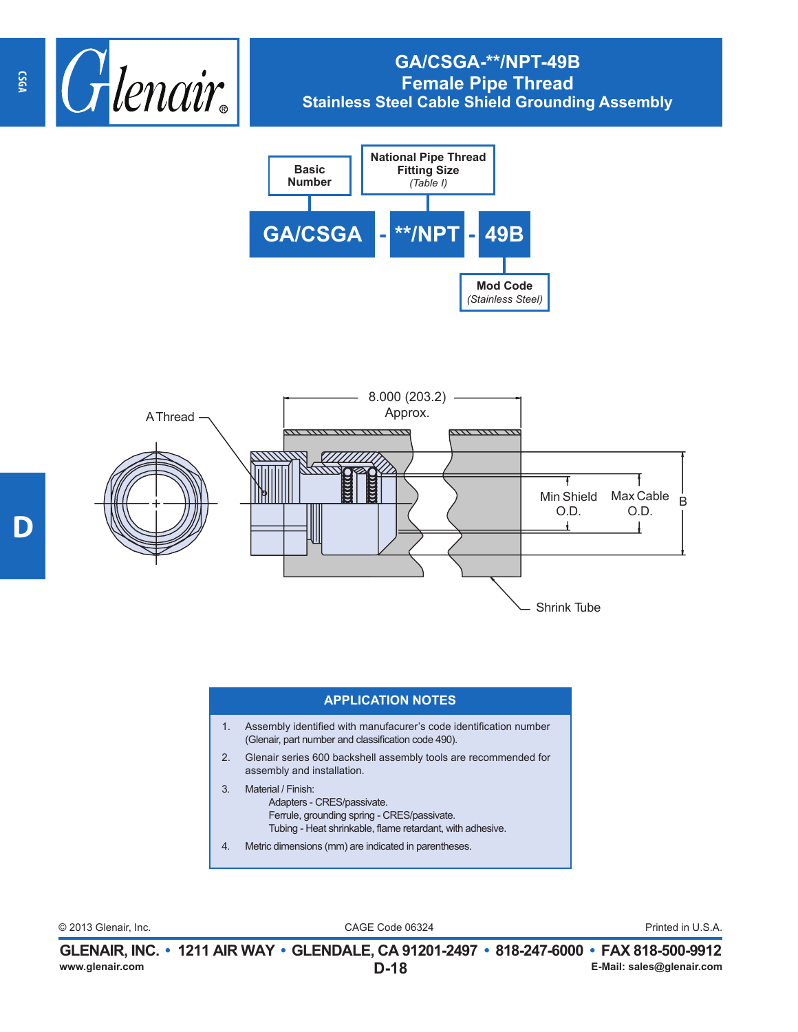# GA/CSGA-**/NPT-49B
## Female Pipe Thread
## Stainless Steel Cable Shield Grounding Assembly

Basic Number

National Pipe Thread Fitting Size (Table I)

GA/CSGA - **/NPT - 49B

Mod Code (Stainless Steel)

A Thread

8.000 (203.2) Approx.

Min Shield O.D.

Max Cable O.D.

B

Shrink Tube

## APPLICATION NOTES

1. Assembly identified with manufacurer's code identification number (Glenair, part number and classification code 490).
2. Glenair series 600 backshell assembly tools are recommended for assembly and installation.
3. Material / Finish:
   - Adapters - CRES/passivate.
   - Ferrule, grounding spring - CRES/passivate.
   - Tubing - Heat shrinkable, flame retardant, with adhesive.
4. Metric dimensions (mm) are indicated in parentheses.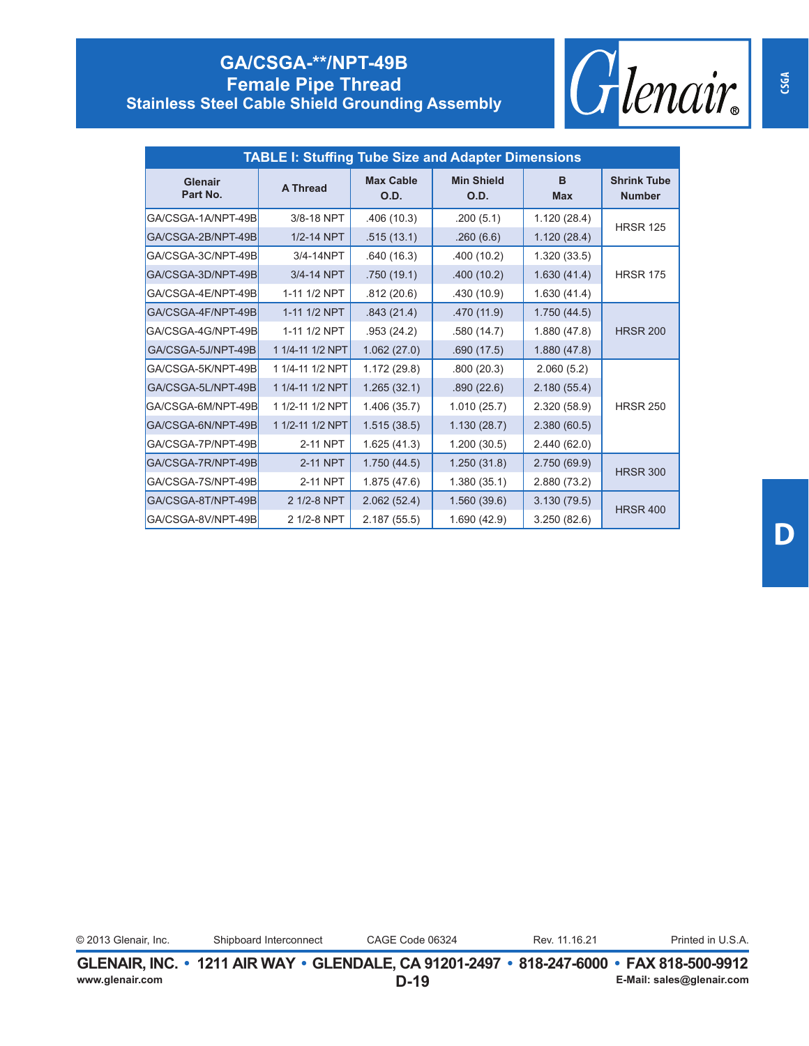# GA/CSGA-**/NPT-49B
## Female Pipe Thread
### Stainless Steel Cable Shield Grounding Assembly

| TABLE I: Stuffing Tube Size and Adapter Dimensions | | | | | |
|---|---|---|---|---|---|
| Glenair Part No. | A Thread | Max Cable O.D. | Min Shield O.D. | B Max | Shrink Tube Number |
| GA/CSGA-1A/NPT-49B | 3/8-18 NPT | .406 (10.3) | .200 (5.1) | 1.120 (28.4) | HRSR 125 |
| GA/CSGA-2B/NPT-49B | 1/2-14 NPT | .515 (13.1) | .260 (6.6) | 1.120 (28.4) | |
| GA/CSGA-3C/NPT-49B | 3/4-14NPT | .640 (16.3) | .400 (10.2) | 1.320 (33.5) | HRSR 175 |
| GA/CSGA-3D/NPT-49B | 3/4-14 NPT | .750 (19.1) | .400 (10.2) | 1.630 (41.4) | |
| GA/CSGA-4E/NPT-49B | 1-11 1/2 NPT | .812 (20.6) | .430 (10.9) | 1.630 (41.4) | |
| GA/CSGA-4F/NPT-49B | 1-11 1/2 NPT | .843 (21.4) | .470 (11.9) | 1.750 (44.5) | HRSR 200 |
| GA/CSGA-4G/NPT-49B | 1-11 1/2 NPT | .953 (24.2) | .580 (14.7) | 1.880 (47.8) | |
| GA/CSGA-5J/NPT-49B | 1 1/4-11 1/2 NPT | 1.062 (27.0) | .690 (17.5) | 1.880 (47.8) | |
| GA/CSGA-5K/NPT-49B | 1 1/4-11 1/2 NPT | 1.172 (29.8) | .800 (20.3) | 2.060 (5.2) | HRSR 250 |
| GA/CSGA-5L/NPT-49B | 1 1/4-11 1/2 NPT | 1.265 (32.1) | .890 (22.6) | 2.180 (55.4) | |
| GA/CSGA-6M/NPT-49B | 1 1/2-11 1/2 NPT | 1.406 (35.7) | 1.010 (25.7) | 2.320 (58.9) | |
| GA/CSGA-6N/NPT-49B | 1 1/2-11 1/2 NPT | 1.515 (38.5) | 1.130 (28.7) | 2.380 (60.5) | |
| GA/CSGA-7P/NPT-49B | 2-11 NPT | 1.625 (41.3) | 1.200 (30.5) | 2.440 (62.0) | |
| GA/CSGA-7R/NPT-49B | 2-11 NPT | 1.750 (44.5) | 1.250 (31.8) | 2.750 (69.9) | HRSR 300 |
| GA/CSGA-7S/NPT-49B | 2-11 NPT | 1.875 (47.6) | 1.380 (35.1) | 2.880 (73.2) | |
| GA/CSGA-8T/NPT-49B | 2 1/2-8 NPT | 2.062 (52.4) | 1.560 (39.6) | 3.130 (79.5) | HRSR 400 |
| GA/CSGA-8V/NPT-49B | 2 1/2-8 NPT | 2.187 (55.5) | 1.690 (42.9) | 3.250 (82.6) | |